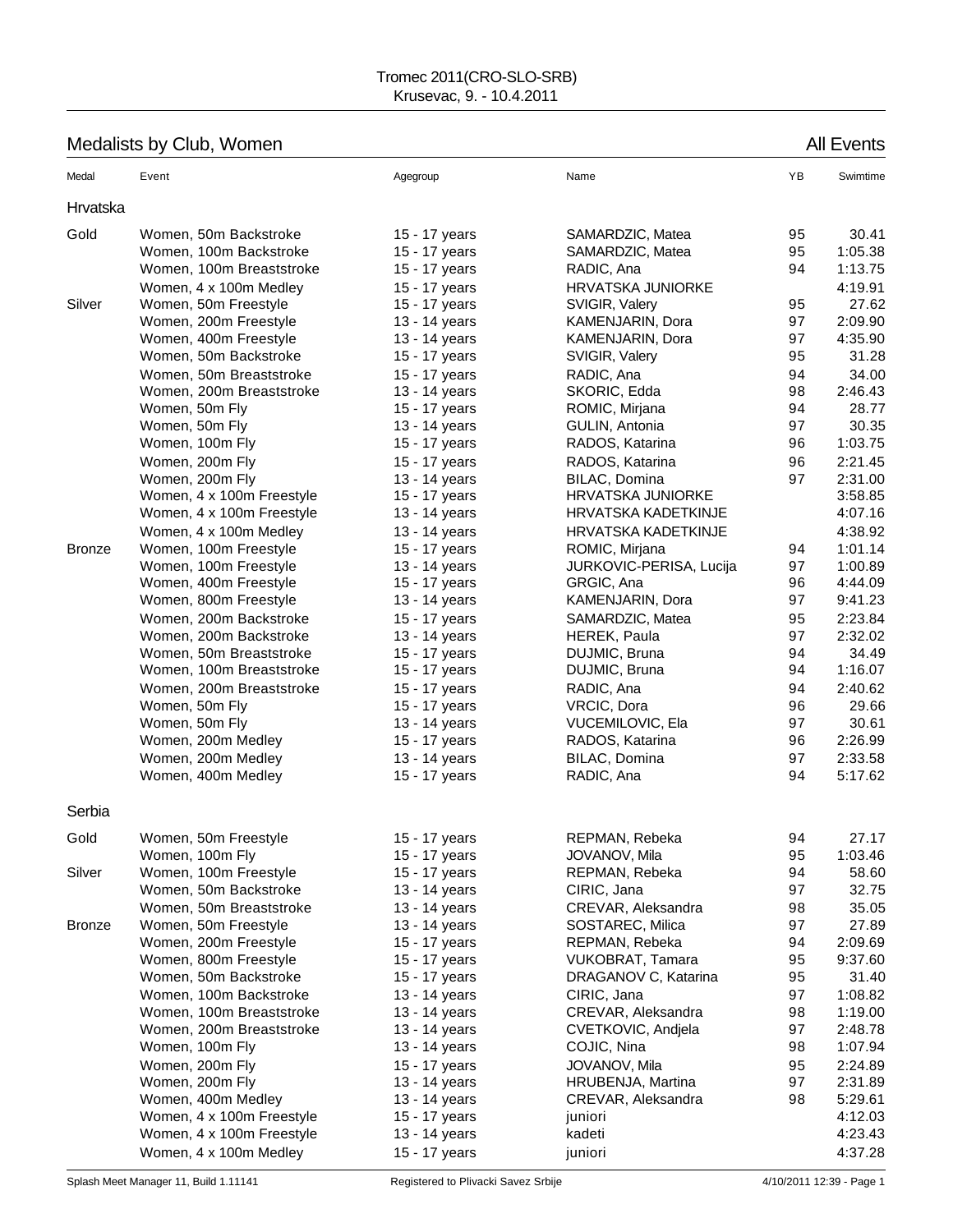Tromec 2011(CRO-SLO-SRB)
Krusevac, 9. - 10.4.2011

## Medalists by Club, Women

All Events

| Medal | Event | Agegroup | Name | YB | Swimtime |
|---|---|---|---|---|---|
| **Hrvatska** | | | | | |
| Gold | Women, 50m Backstroke | 15 - 17 years | SAMARDZIC, Matea | 95 | 30.41 |
| | Women, 100m Backstroke | 15 - 17 years | SAMARDZIC, Matea | 95 | 1:05.38 |
| | Women, 100m Breaststroke | 15 - 17 years | RADIC, Ana | 94 | 1:13.75 |
| | Women, 4 x 100m Medley | 15 - 17 years | HRVATSKA JUNIORKE | | 4:19.91 |
| Silver | Women, 50m Freestyle | 15 - 17 years | SVIGIR, Valery | 95 | 27.62 |
| | Women, 200m Freestyle | 13 - 14 years | KAMENJARIN, Dora | 97 | 2:09.90 |
| | Women, 400m Freestyle | 13 - 14 years | KAMENJARIN, Dora | 97 | 4:35.90 |
| | Women, 50m Backstroke | 15 - 17 years | SVIGIR, Valery | 95 | 31.28 |
| | Women, 50m Breaststroke | 15 - 17 years | RADIC, Ana | 94 | 34.00 |
| | Women, 200m Breaststroke | 13 - 14 years | SKORIC, Edda | 98 | 2:46.43 |
| | Women, 50m Fly | 15 - 17 years | ROMIC, Mirjana | 94 | 28.77 |
| | Women, 50m Fly | 13 - 14 years | GULIN, Antonia | 97 | 30.35 |
| | Women, 100m Fly | 15 - 17 years | RADOS, Katarina | 96 | 1:03.75 |
| | Women, 200m Fly | 15 - 17 years | RADOS, Katarina | 96 | 2:21.45 |
| | Women, 200m Fly | 13 - 14 years | BILAC, Domina | 97 | 2:31.00 |
| | Women, 4 x 100m Freestyle | 15 - 17 years | HRVATSKA JUNIORKE | | 3:58.85 |
| | Women, 4 x 100m Freestyle | 13 - 14 years | HRVATSKA KADETKINJE | | 4:07.16 |
| | Women, 4 x 100m Medley | 13 - 14 years | HRVATSKA KADETKINJE | | 4:38.92 |
| Bronze | Women, 100m Freestyle | 15 - 17 years | ROMIC, Mirjana | 94 | 1:01.14 |
| | Women, 100m Freestyle | 13 - 14 years | JURKOVIC-PERISA, Lucija | 97 | 1:00.89 |
| | Women, 400m Freestyle | 15 - 17 years | GRGIC, Ana | 96 | 4:44.09 |
| | Women, 800m Freestyle | 13 - 14 years | KAMENJARIN, Dora | 97 | 9:41.23 |
| | Women, 200m Backstroke | 15 - 17 years | SAMARDZIC, Matea | 95 | 2:23.84 |
| | Women, 200m Backstroke | 13 - 14 years | HEREK, Paula | 97 | 2:32.02 |
| | Women, 50m Breaststroke | 15 - 17 years | DUJMIC, Bruna | 94 | 34.49 |
| | Women, 100m Breaststroke | 15 - 17 years | DUJMIC, Bruna | 94 | 1:16.07 |
| | Women, 200m Breaststroke | 15 - 17 years | RADIC, Ana | 94 | 2:40.62 |
| | Women, 50m Fly | 15 - 17 years | VRCIC, Dora | 96 | 29.66 |
| | Women, 50m Fly | 13 - 14 years | VUCEMILOVIC, Ela | 97 | 30.61 |
| | Women, 200m Medley | 15 - 17 years | RADOS, Katarina | 96 | 2:26.99 |
| | Women, 200m Medley | 13 - 14 years | BILAC, Domina | 97 | 2:33.58 |
| | Women, 400m Medley | 15 - 17 years | RADIC, Ana | 94 | 5:17.62 |
| **Serbia** | | | | | |
| Gold | Women, 50m Freestyle | 15 - 17 years | REPMAN, Rebeka | 94 | 27.17 |
| | Women, 100m Fly | 15 - 17 years | JOVANOV, Mila | 95 | 1:03.46 |
| Silver | Women, 100m Freestyle | 15 - 17 years | REPMAN, Rebeka | 94 | 58.60 |
| | Women, 50m Backstroke | 13 - 14 years | CIRIC, Jana | 97 | 32.75 |
| | Women, 50m Breaststroke | 13 - 14 years | CREVAR, Aleksandra | 98 | 35.05 |
| Bronze | Women, 50m Freestyle | 13 - 14 years | SOSTAREC, Milica | 97 | 27.89 |
| | Women, 200m Freestyle | 15 - 17 years | REPMAN, Rebeka | 94 | 2:09.69 |
| | Women, 800m Freestyle | 15 - 17 years | VUKOBRAT, Tamara | 95 | 9:37.60 |
| | Women, 50m Backstroke | 15 - 17 years | DRAGANOV C, Katarina | 95 | 31.40 |
| | Women, 100m Backstroke | 13 - 14 years | CIRIC, Jana | 97 | 1:08.82 |
| | Women, 100m Breaststroke | 13 - 14 years | CREVAR, Aleksandra | 98 | 1:19.00 |
| | Women, 200m Breaststroke | 13 - 14 years | CVETKOVIC, Andjela | 97 | 2:48.78 |
| | Women, 100m Fly | 13 - 14 years | COJIC, Nina | 98 | 1:07.94 |
| | Women, 200m Fly | 15 - 17 years | JOVANOV, Mila | 95 | 2:24.89 |
| | Women, 200m Fly | 13 - 14 years | HRUBENJA, Martina | 97 | 2:31.89 |
| | Women, 400m Medley | 13 - 14 years | CREVAR, Aleksandra | 98 | 5:29.61 |
| | Women, 4 x 100m Freestyle | 15 - 17 years | juniori | | 4:12.03 |
| | Women, 4 x 100m Freestyle | 13 - 14 years | kadeti | | 4:23.43 |
| | Women, 4 x 100m Medley | 15 - 17 years | juniori | | 4:37.28 |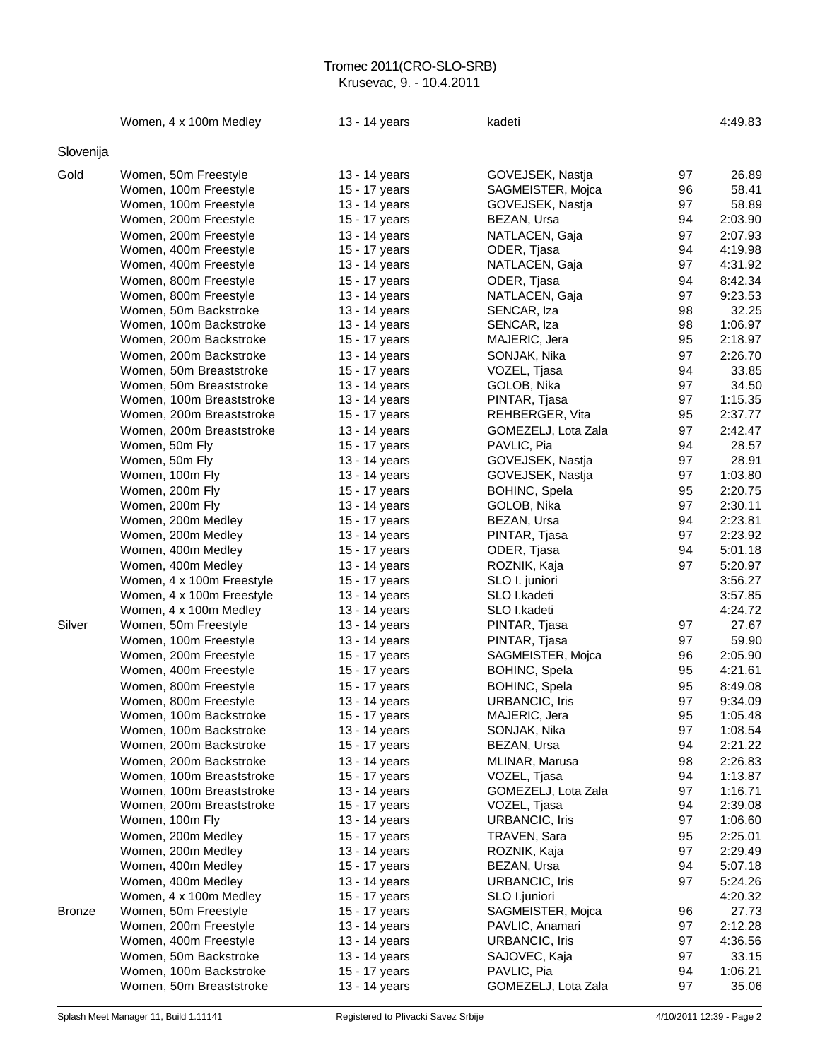| | Event | Age group | Name / Team | Year | Time |
|---|---|---|---|---|---|
| | Women, 4 x 100m Medley | 13 - 14 years | kadeti | | 4:49.83 |

## Slovenija

| Medal | Event | Age group | Name / Team | Year | Time |
|---|---|---|---|---|---|
| Gold | Women, 50m Freestyle | 13 - 14 years | GOVEJSEK, Nastja | 97 | 26.89 |
| | Women, 100m Freestyle | 15 - 17 years | SAGMEISTER, Mojca | 96 | 58.41 |
| | Women, 100m Freestyle | 13 - 14 years | GOVEJSEK, Nastja | 97 | 58.89 |
| | Women, 200m Freestyle | 15 - 17 years | BEZAN, Ursa | 94 | 2:03.90 |
| | Women, 200m Freestyle | 13 - 14 years | NATLACEN, Gaja | 97 | 2:07.93 |
| | Women, 400m Freestyle | 15 - 17 years | ODER, Tjasa | 94 | 4:19.98 |
| | Women, 400m Freestyle | 13 - 14 years | NATLACEN, Gaja | 97 | 4:31.92 |
| | Women, 800m Freestyle | 15 - 17 years | ODER, Tjasa | 94 | 8:42.34 |
| | Women, 800m Freestyle | 13 - 14 years | NATLACEN, Gaja | 97 | 9:23.53 |
| | Women, 50m Backstroke | 13 - 14 years | SENCAR, Iza | 98 | 32.25 |
| | Women, 100m Backstroke | 13 - 14 years | SENCAR, Iza | 98 | 1:06.97 |
| | Women, 200m Backstroke | 15 - 17 years | MAJERIC, Jera | 95 | 2:18.97 |
| | Women, 200m Backstroke | 13 - 14 years | SONJAK, Nika | 97 | 2:26.70 |
| | Women, 50m Breaststroke | 15 - 17 years | VOZEL, Tjasa | 94 | 33.85 |
| | Women, 50m Breaststroke | 13 - 14 years | GOLOB, Nika | 97 | 34.50 |
| | Women, 100m Breaststroke | 13 - 14 years | PINTAR, Tjasa | 97 | 1:15.35 |
| | Women, 200m Breaststroke | 15 - 17 years | REHBERGER, Vita | 95 | 2:37.77 |
| | Women, 200m Breaststroke | 13 - 14 years | GOMEZELJ, Lota Zala | 97 | 2:42.47 |
| | Women, 50m Fly | 15 - 17 years | PAVLIC, Pia | 94 | 28.57 |
| | Women, 50m Fly | 13 - 14 years | GOVEJSEK, Nastja | 97 | 28.91 |
| | Women, 100m Fly | 13 - 14 years | GOVEJSEK, Nastja | 97 | 1:03.80 |
| | Women, 200m Fly | 15 - 17 years | BOHINC, Spela | 95 | 2:20.75 |
| | Women, 200m Fly | 13 - 14 years | GOLOB, Nika | 97 | 2:30.11 |
| | Women, 200m Medley | 15 - 17 years | BEZAN, Ursa | 94 | 2:23.81 |
| | Women, 200m Medley | 13 - 14 years | PINTAR, Tjasa | 97 | 2:23.92 |
| | Women, 400m Medley | 15 - 17 years | ODER, Tjasa | 94 | 5:01.18 |
| | Women, 400m Medley | 13 - 14 years | ROZNIK, Kaja | 97 | 5:20.97 |
| | Women, 4 x 100m Freestyle | 15 - 17 years | SLO I. juniori | | 3:56.27 |
| | Women, 4 x 100m Freestyle | 13 - 14 years | SLO I.kadeti | | 3:57.85 |
| | Women, 4 x 100m Medley | 13 - 14 years | SLO I.kadeti | | 4:24.72 |
| Silver | Women, 50m Freestyle | 13 - 14 years | PINTAR, Tjasa | 97 | 27.67 |
| | Women, 100m Freestyle | 13 - 14 years | PINTAR, Tjasa | 97 | 59.90 |
| | Women, 200m Freestyle | 15 - 17 years | SAGMEISTER, Mojca | 96 | 2:05.90 |
| | Women, 400m Freestyle | 15 - 17 years | BOHINC, Spela | 95 | 4:21.61 |
| | Women, 800m Freestyle | 15 - 17 years | BOHINC, Spela | 95 | 8:49.08 |
| | Women, 800m Freestyle | 13 - 14 years | URBANCIC, Iris | 97 | 9:34.09 |
| | Women, 100m Backstroke | 15 - 17 years | MAJERIC, Jera | 95 | 1:05.48 |
| | Women, 100m Backstroke | 13 - 14 years | SONJAK, Nika | 97 | 1:08.54 |
| | Women, 200m Backstroke | 15 - 17 years | BEZAN, Ursa | 94 | 2:21.22 |
| | Women, 200m Backstroke | 13 - 14 years | MLINAR, Marusa | 98 | 2:26.83 |
| | Women, 100m Breaststroke | 15 - 17 years | VOZEL, Tjasa | 94 | 1:13.87 |
| | Women, 100m Breaststroke | 13 - 14 years | GOMEZELJ, Lota Zala | 97 | 1:16.71 |
| | Women, 200m Breaststroke | 15 - 17 years | VOZEL, Tjasa | 94 | 2:39.08 |
| | Women, 100m Fly | 13 - 14 years | URBANCIC, Iris | 97 | 1:06.60 |
| | Women, 200m Medley | 15 - 17 years | TRAVEN, Sara | 95 | 2:25.01 |
| | Women, 200m Medley | 13 - 14 years | ROZNIK, Kaja | 97 | 2:29.49 |
| | Women, 400m Medley | 15 - 17 years | BEZAN, Ursa | 94 | 5:07.18 |
| | Women, 400m Medley | 13 - 14 years | URBANCIC, Iris | 97 | 5:24.26 |
| | Women, 4 x 100m Medley | 15 - 17 years | SLO I.juniori | | 4:20.32 |
| Bronze | Women, 50m Freestyle | 15 - 17 years | SAGMEISTER, Mojca | 96 | 27.73 |
| | Women, 200m Freestyle | 13 - 14 years | PAVLIC, Anamari | 97 | 2:12.28 |
| | Women, 400m Freestyle | 13 - 14 years | URBANCIC, Iris | 97 | 4:36.56 |
| | Women, 50m Backstroke | 13 - 14 years | SAJOVEC, Kaja | 97 | 33.15 |
| | Women, 100m Backstroke | 15 - 17 years | PAVLIC, Pia | 94 | 1:06.21 |
| | Women, 50m Breaststroke | 13 - 14 years | GOMEZELJ, Lota Zala | 97 | 35.06 |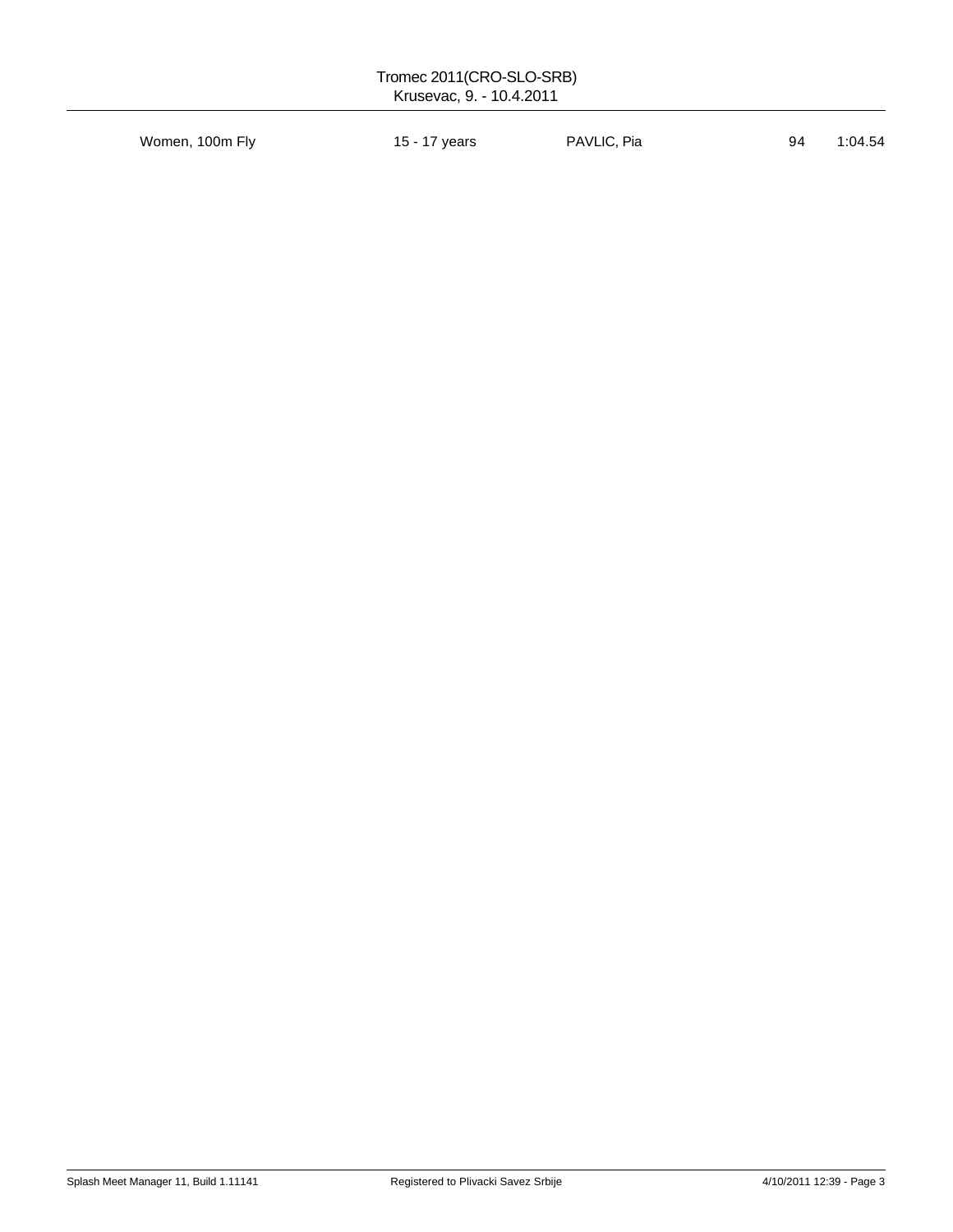| Women, 100m Fly | 15 - 17 years | PAVLIC, Pia | 94 | 1:04.54 |
|---|---|---|---|---|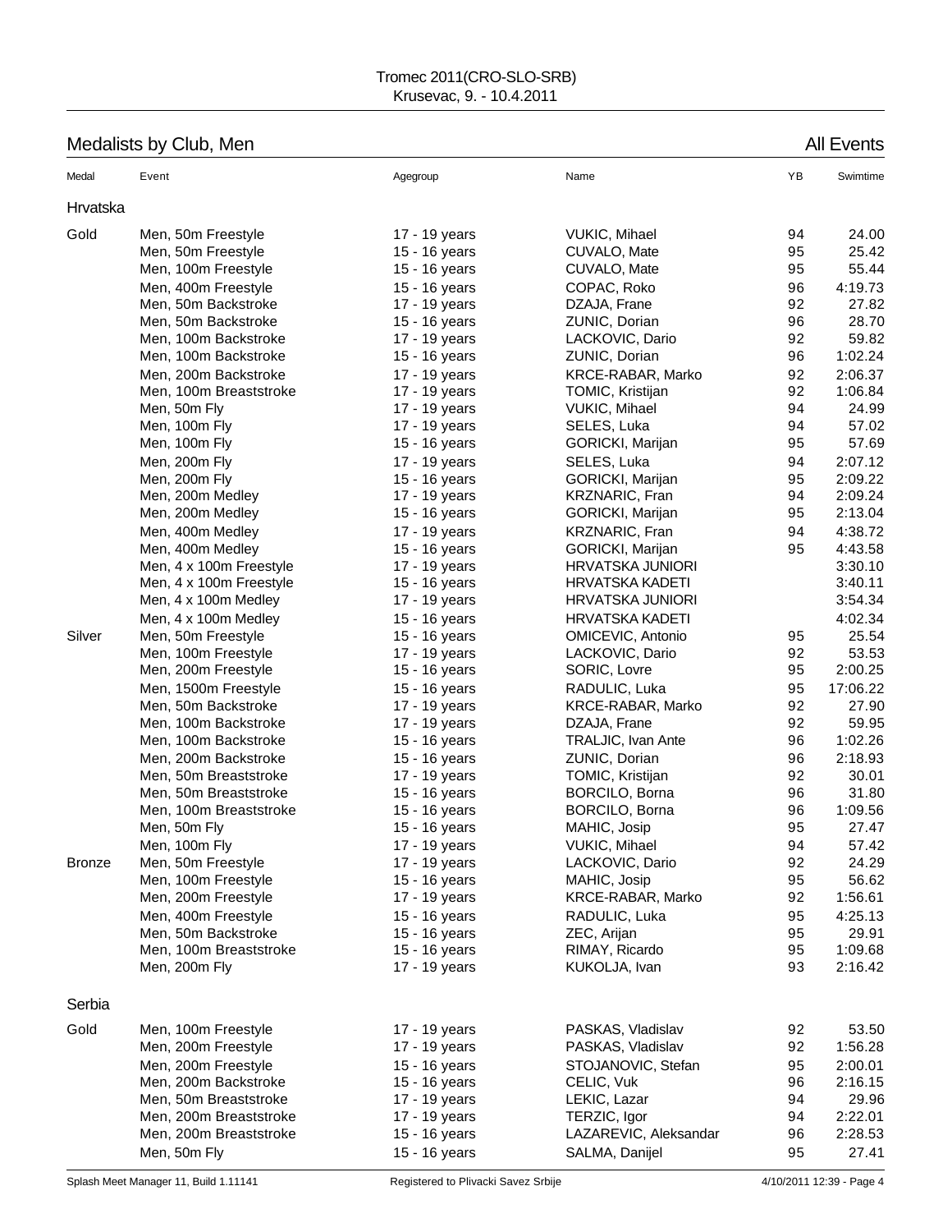Tromec 2011(CRO-SLO-SRB)
Krusevac, 9. - 10.4.2011

## Medalists by Club, Men

All Events

| Medal | Event | Agegroup | Name | YB | Swimtime |
|---|---|---|---|---|---|
| **Hrvatska** | | | | | |
| Gold | Men, 50m Freestyle | 17 - 19 years | VUKIC, Mihael | 94 | 24.00 |
| | Men, 50m Freestyle | 15 - 16 years | CUVALO, Mate | 95 | 25.42 |
| | Men, 100m Freestyle | 15 - 16 years | CUVALO, Mate | 95 | 55.44 |
| | Men, 400m Freestyle | 15 - 16 years | COPAC, Roko | 96 | 4:19.73 |
| | Men, 50m Backstroke | 17 - 19 years | DZAJA, Frane | 92 | 27.82 |
| | Men, 50m Backstroke | 15 - 16 years | ZUNIC, Dorian | 96 | 28.70 |
| | Men, 100m Backstroke | 17 - 19 years | LACKOVIC, Dario | 92 | 59.82 |
| | Men, 100m Backstroke | 15 - 16 years | ZUNIC, Dorian | 96 | 1:02.24 |
| | Men, 200m Backstroke | 17 - 19 years | KRCE-RABAR, Marko | 92 | 2:06.37 |
| | Men, 100m Breaststroke | 17 - 19 years | TOMIC, Kristijan | 92 | 1:06.84 |
| | Men, 50m Fly | 17 - 19 years | VUKIC, Mihael | 94 | 24.99 |
| | Men, 100m Fly | 17 - 19 years | SELES, Luka | 94 | 57.02 |
| | Men, 100m Fly | 15 - 16 years | GORICKI, Marijan | 95 | 57.69 |
| | Men, 200m Fly | 17 - 19 years | SELES, Luka | 94 | 2:07.12 |
| | Men, 200m Fly | 15 - 16 years | GORICKI, Marijan | 95 | 2:09.22 |
| | Men, 200m Medley | 17 - 19 years | KRZNARIC, Fran | 94 | 2:09.24 |
| | Men, 200m Medley | 15 - 16 years | GORICKI, Marijan | 95 | 2:13.04 |
| | Men, 400m Medley | 17 - 19 years | KRZNARIC, Fran | 94 | 4:38.72 |
| | Men, 400m Medley | 15 - 16 years | GORICKI, Marijan | 95 | 4:43.58 |
| | Men, 4 x 100m Freestyle | 17 - 19 years | HRVATSKA JUNIORI | | 3:30.10 |
| | Men, 4 x 100m Freestyle | 15 - 16 years | HRVATSKA KADETI | | 3:40.11 |
| | Men, 4 x 100m Medley | 17 - 19 years | HRVATSKA JUNIORI | | 3:54.34 |
| | Men, 4 x 100m Medley | 15 - 16 years | HRVATSKA KADETI | | 4:02.34 |
| Silver | Men, 50m Freestyle | 15 - 16 years | OMICEVIC, Antonio | 95 | 25.54 |
| | Men, 100m Freestyle | 17 - 19 years | LACKOVIC, Dario | 92 | 53.53 |
| | Men, 200m Freestyle | 15 - 16 years | SORIC, Lovre | 95 | 2:00.25 |
| | Men, 1500m Freestyle | 15 - 16 years | RADULIC, Luka | 95 | 17:06.22 |
| | Men, 50m Backstroke | 17 - 19 years | KRCE-RABAR, Marko | 92 | 27.90 |
| | Men, 100m Backstroke | 17 - 19 years | DZAJA, Frane | 92 | 59.95 |
| | Men, 100m Backstroke | 15 - 16 years | TRALJIC, Ivan Ante | 96 | 1:02.26 |
| | Men, 200m Backstroke | 15 - 16 years | ZUNIC, Dorian | 96 | 2:18.93 |
| | Men, 50m Breaststroke | 17 - 19 years | TOMIC, Kristijan | 92 | 30.01 |
| | Men, 50m Breaststroke | 15 - 16 years | BORCILO, Borna | 96 | 31.80 |
| | Men, 100m Breaststroke | 15 - 16 years | BORCILO, Borna | 96 | 1:09.56 |
| | Men, 50m Fly | 15 - 16 years | MAHIC, Josip | 95 | 27.47 |
| | Men, 100m Fly | 17 - 19 years | VUKIC, Mihael | 94 | 57.42 |
| Bronze | Men, 50m Freestyle | 17 - 19 years | LACKOVIC, Dario | 92 | 24.29 |
| | Men, 100m Freestyle | 15 - 16 years | MAHIC, Josip | 95 | 56.62 |
| | Men, 200m Freestyle | 17 - 19 years | KRCE-RABAR, Marko | 92 | 1:56.61 |
| | Men, 400m Freestyle | 15 - 16 years | RADULIC, Luka | 95 | 4:25.13 |
| | Men, 50m Backstroke | 15 - 16 years | ZEC, Arijan | 95 | 29.91 |
| | Men, 100m Breaststroke | 15 - 16 years | RIMAY, Ricardo | 95 | 1:09.68 |
| | Men, 200m Fly | 17 - 19 years | KUKOLJA, Ivan | 93 | 2:16.42 |
| **Serbia** | | | | | |
| Gold | Men, 100m Freestyle | 17 - 19 years | PASKAS, Vladislav | 92 | 53.50 |
| | Men, 200m Freestyle | 17 - 19 years | PASKAS, Vladislav | 92 | 1:56.28 |
| | Men, 200m Freestyle | 15 - 16 years | STOJANOVIC, Stefan | 95 | 2:00.01 |
| | Men, 200m Backstroke | 15 - 16 years | CELIC, Vuk | 96 | 2:16.15 |
| | Men, 50m Breaststroke | 17 - 19 years | LEKIC, Lazar | 94 | 29.96 |
| | Men, 200m Breaststroke | 17 - 19 years | TERZIC, Igor | 94 | 2:22.01 |
| | Men, 200m Breaststroke | 15 - 16 years | LAZAREVIC, Aleksandar | 96 | 2:28.53 |
| | Men, 50m Fly | 15 - 16 years | SALMA, Danijel | 95 | 27.41 |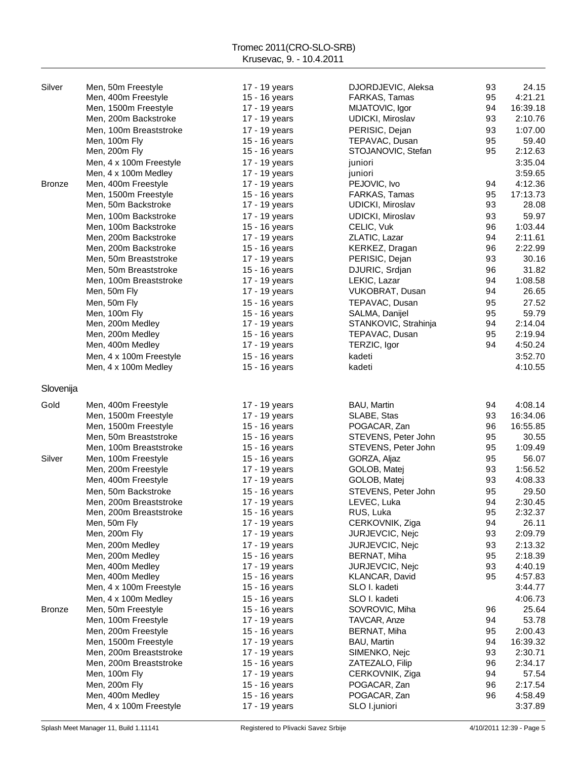| | | | | | |
|---|---|---|---|---|---|
| Silver | Men, 50m Freestyle | 17 - 19 years | DJORDJEVIC, Aleksa | 93 | 24.15 |
| | Men, 400m Freestyle | 15 - 16 years | FARKAS, Tamas | 95 | 4:21.21 |
| | Men, 1500m Freestyle | 17 - 19 years | MIJATOVIC, Igor | 94 | 16:39.18 |
| | Men, 200m Backstroke | 17 - 19 years | UDICKI, Miroslav | 93 | 2:10.76 |
| | Men, 100m Breaststroke | 17 - 19 years | PERISIC, Dejan | 93 | 1:07.00 |
| | Men, 100m Fly | 15 - 16 years | TEPAVAC, Dusan | 95 | 59.40 |
| | Men, 200m Fly | 15 - 16 years | STOJANOVIC, Stefan | 95 | 2:12.63 |
| | Men, 4 x 100m Freestyle | 17 - 19 years | juniori | | 3:35.04 |
| | Men, 4 x 100m Medley | 17 - 19 years | juniori | | 3:59.65 |
| Bronze | Men, 400m Freestyle | 17 - 19 years | PEJOVIC, Ivo | 94 | 4:12.36 |
| | Men, 1500m Freestyle | 15 - 16 years | FARKAS, Tamas | 95 | 17:13.73 |
| | Men, 50m Backstroke | 17 - 19 years | UDICKI, Miroslav | 93 | 28.08 |
| | Men, 100m Backstroke | 17 - 19 years | UDICKI, Miroslav | 93 | 59.97 |
| | Men, 100m Backstroke | 15 - 16 years | CELIC, Vuk | 96 | 1:03.44 |
| | Men, 200m Backstroke | 17 - 19 years | ZLATIC, Lazar | 94 | 2:11.61 |
| | Men, 200m Backstroke | 15 - 16 years | KERKEZ, Dragan | 96 | 2:22.99 |
| | Men, 50m Breaststroke | 17 - 19 years | PERISIC, Dejan | 93 | 30.16 |
| | Men, 50m Breaststroke | 15 - 16 years | DJURIC, Srdjan | 96 | 31.82 |
| | Men, 100m Breaststroke | 17 - 19 years | LEKIC, Lazar | 94 | 1:08.58 |
| | Men, 50m Fly | 17 - 19 years | VUKOBRAT, Dusan | 94 | 26.65 |
| | Men, 50m Fly | 15 - 16 years | TEPAVAC, Dusan | 95 | 27.52 |
| | Men, 100m Fly | 15 - 16 years | SALMA, Danijel | 95 | 59.79 |
| | Men, 200m Medley | 17 - 19 years | STANKOVIC, Strahinja | 94 | 2:14.04 |
| | Men, 200m Medley | 15 - 16 years | TEPAVAC, Dusan | 95 | 2:19.94 |
| | Men, 400m Medley | 17 - 19 years | TERZIC, Igor | 94 | 4:50.24 |
| | Men, 4 x 100m Freestyle | 15 - 16 years | kadeti | | 3:52.70 |
| | Men, 4 x 100m Medley | 15 - 16 years | kadeti | | 4:10.55 |

## Slovenija

| | | | | | |
|---|---|---|---|---|---|
| Gold | Men, 400m Freestyle | 17 - 19 years | BAU, Martin | 94 | 4:08.14 |
| | Men, 1500m Freestyle | 17 - 19 years | SLABE, Stas | 93 | 16:34.06 |
| | Men, 1500m Freestyle | 15 - 16 years | POGACAR, Zan | 96 | 16:55.85 |
| | Men, 50m Breaststroke | 15 - 16 years | STEVENS, Peter John | 95 | 30.55 |
| | Men, 100m Breaststroke | 15 - 16 years | STEVENS, Peter John | 95 | 1:09.49 |
| Silver | Men, 100m Freestyle | 15 - 16 years | GORZA, Aljaz | 95 | 56.07 |
| | Men, 200m Freestyle | 17 - 19 years | GOLOB, Matej | 93 | 1:56.52 |
| | Men, 400m Freestyle | 17 - 19 years | GOLOB, Matej | 93 | 4:08.33 |
| | Men, 50m Backstroke | 15 - 16 years | STEVENS, Peter John | 95 | 29.50 |
| | Men, 200m Breaststroke | 17 - 19 years | LEVEC, Luka | 94 | 2:30.45 |
| | Men, 200m Breaststroke | 15 - 16 years | RUS, Luka | 95 | 2:32.37 |
| | Men, 50m Fly | 17 - 19 years | CERKOVNIK, Ziga | 94 | 26.11 |
| | Men, 200m Fly | 17 - 19 years | JURJEVCIC, Nejc | 93 | 2:09.79 |
| | Men, 200m Medley | 17 - 19 years | JURJEVCIC, Nejc | 93 | 2:13.32 |
| | Men, 200m Medley | 15 - 16 years | BERNAT, Miha | 95 | 2:18.39 |
| | Men, 400m Medley | 17 - 19 years | JURJEVCIC, Nejc | 93 | 4:40.19 |
| | Men, 400m Medley | 15 - 16 years | KLANCAR, David | 95 | 4:57.83 |
| | Men, 4 x 100m Freestyle | 15 - 16 years | SLO I. kadeti | | 3:44.77 |
| | Men, 4 x 100m Medley | 15 - 16 years | SLO I. kadeti | | 4:06.73 |
| Bronze | Men, 50m Freestyle | 15 - 16 years | SOVROVIC, Miha | 96 | 25.64 |
| | Men, 100m Freestyle | 17 - 19 years | TAVCAR, Anze | 94 | 53.78 |
| | Men, 200m Freestyle | 15 - 16 years | BERNAT, Miha | 95 | 2:00.43 |
| | Men, 1500m Freestyle | 17 - 19 years | BAU, Martin | 94 | 16:39.32 |
| | Men, 200m Breaststroke | 17 - 19 years | SIMENKO, Nejc | 93 | 2:30.71 |
| | Men, 200m Breaststroke | 15 - 16 years | ZATEZALO, Filip | 96 | 2:34.17 |
| | Men, 100m Fly | 17 - 19 years | CERKOVNIK, Ziga | 94 | 57.54 |
| | Men, 200m Fly | 15 - 16 years | POGACAR, Zan | 96 | 2:17.54 |
| | Men, 400m Medley | 15 - 16 years | POGACAR, Zan | 96 | 4:58.49 |
| | Men, 4 x 100m Freestyle | 17 - 19 years | SLO I.juniori | | 3:37.89 |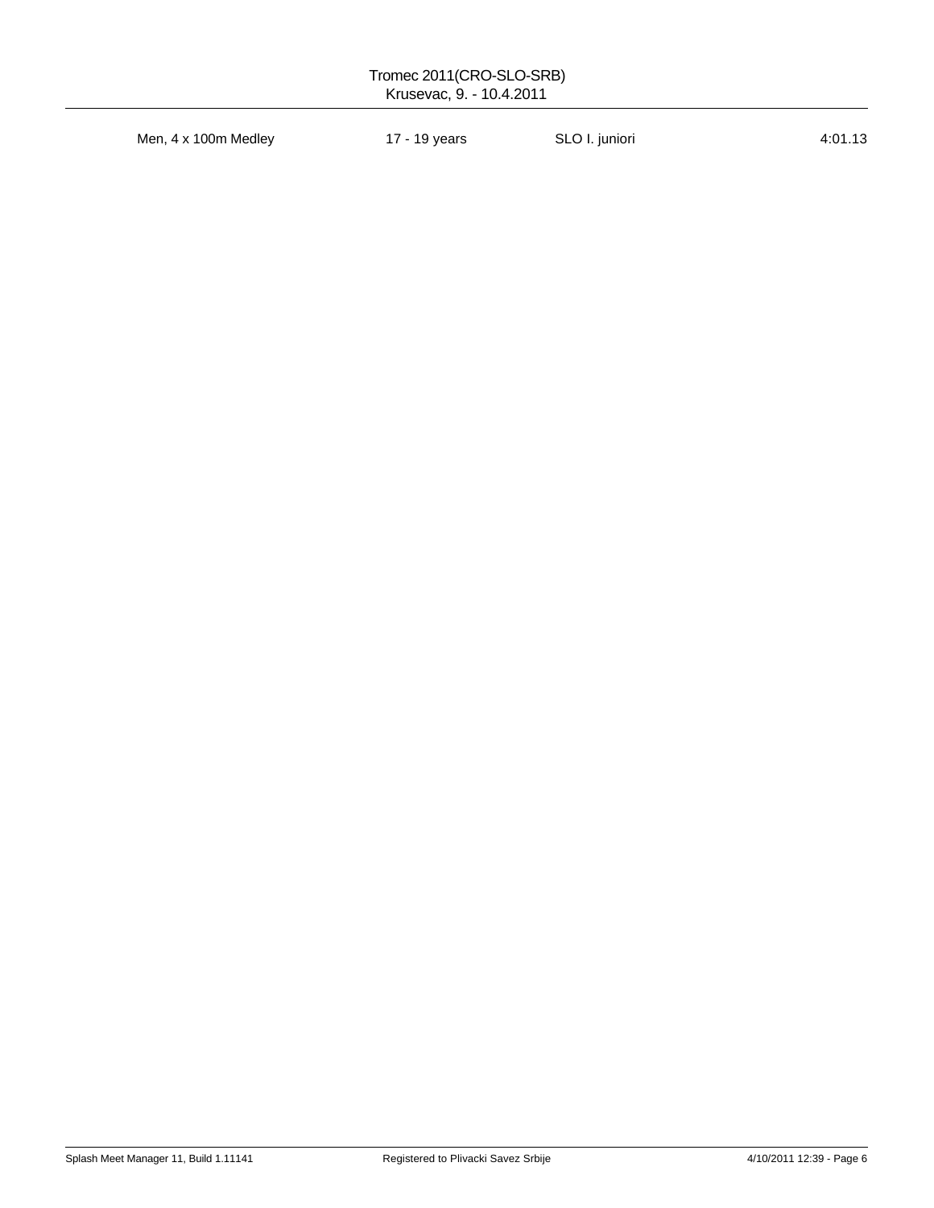| | | | |
|---|---|---|---|
| Men, 4 x 100m Medley | 17 - 19 years | SLO I. juniori | 4:01.13 |